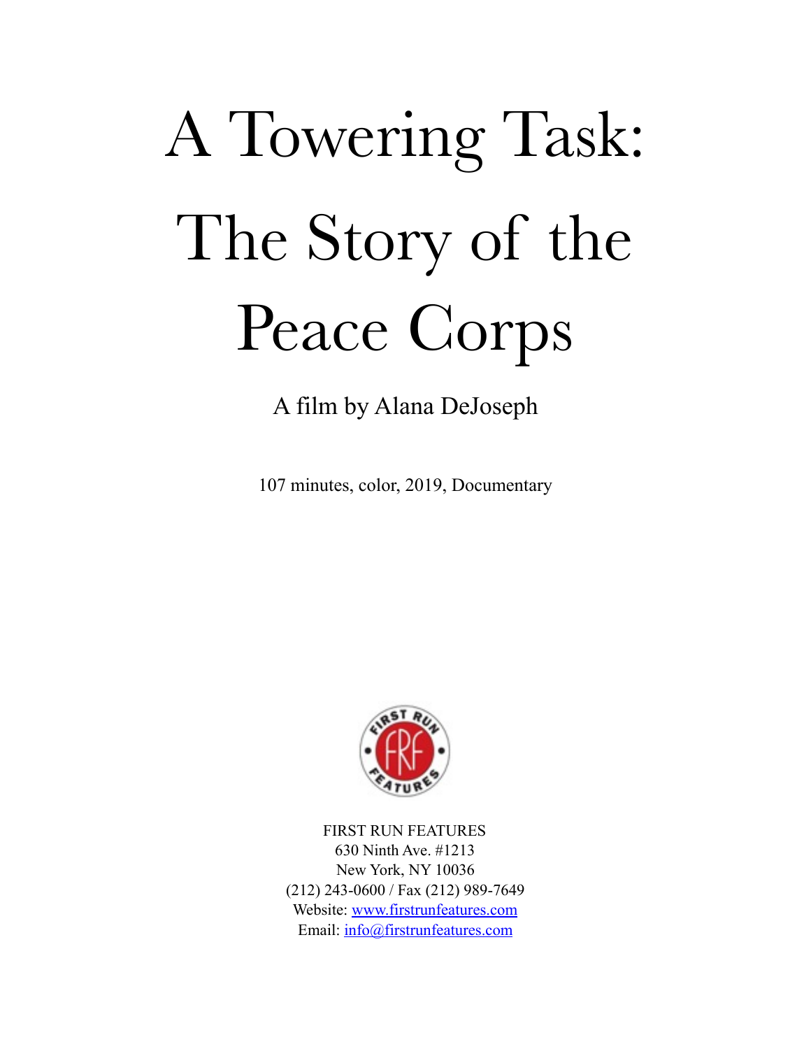# A Towering Task: The Story of the Peace Corps

A film by Alana DeJoseph

107 minutes, color, 2019, Documentary

FIRST RUN FEATURES
630 Ninth Ave. #1213
New York, NY 10036
(212) 243-0600 / Fax (212) 989-7649
Website: www.firstrunfeatures.com
Email: info@firstrunfeatures.com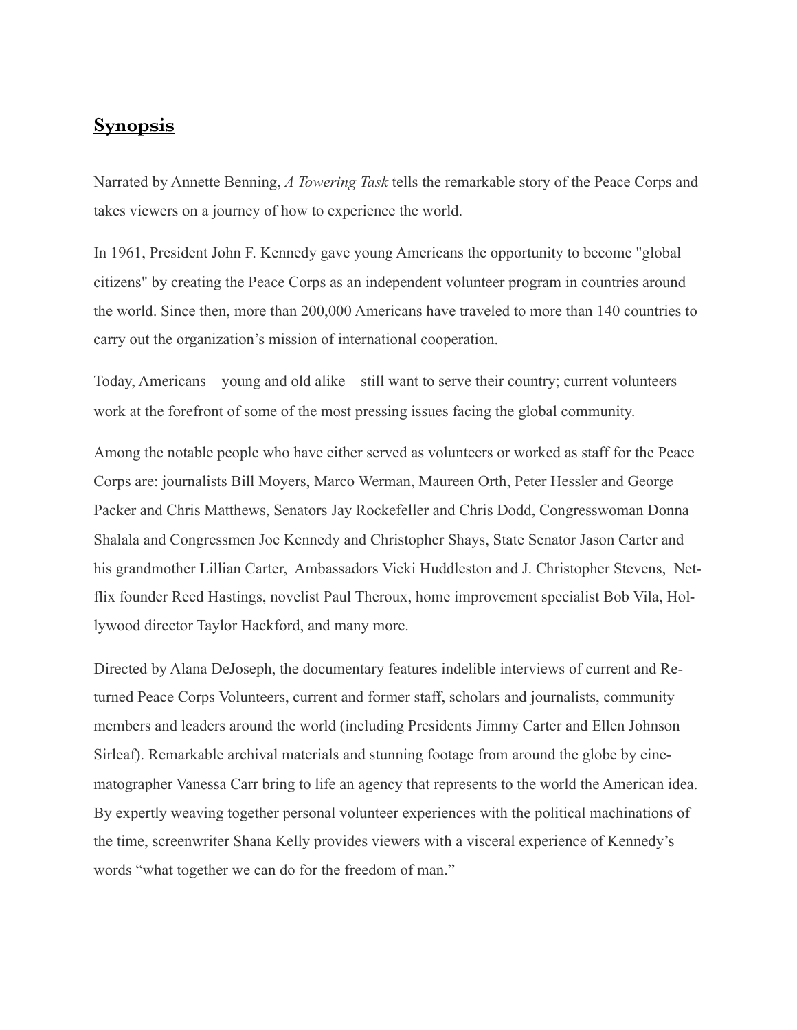## **Synopsis**

Narrated by Annette Benning, *A Towering Task* tells the remarkable story of the Peace Corps and takes viewers on a journey of how to experience the world.

In 1961, President John F. Kennedy gave young Americans the opportunity to become "global citizens" by creating the Peace Corps as an independent volunteer program in countries around the world. Since then, more than 200,000 Americans have traveled to more than 140 countries to carry out the organization's mission of international cooperation.

Today, Americans—young and old alike—still want to serve their country; current volunteers work at the forefront of some of the most pressing issues facing the global community.

Among the notable people who have either served as volunteers or worked as staff for the Peace Corps are: journalists Bill Moyers, Marco Werman, Maureen Orth, Peter Hessler and George Packer and Chris Matthews, Senators Jay Rockefeller and Chris Dodd, Congresswoman Donna Shalala and Congressmen Joe Kennedy and Christopher Shays, State Senator Jason Carter and his grandmother Lillian Carter, Ambassadors Vicki Huddleston and J. Christopher Stevens, Netflix founder Reed Hastings, novelist Paul Theroux, home improvement specialist Bob Vila, Hollywood director Taylor Hackford, and many more.

Directed by Alana DeJoseph, the documentary features indelible interviews of current and Returned Peace Corps Volunteers, current and former staff, scholars and journalists, community members and leaders around the world (including Presidents Jimmy Carter and Ellen Johnson Sirleaf). Remarkable archival materials and stunning footage from around the globe by cinematographer Vanessa Carr bring to life an agency that represents to the world the American idea. By expertly weaving together personal volunteer experiences with the political machinations of the time, screenwriter Shana Kelly provides viewers with a visceral experience of Kennedy's words "what together we can do for the freedom of man."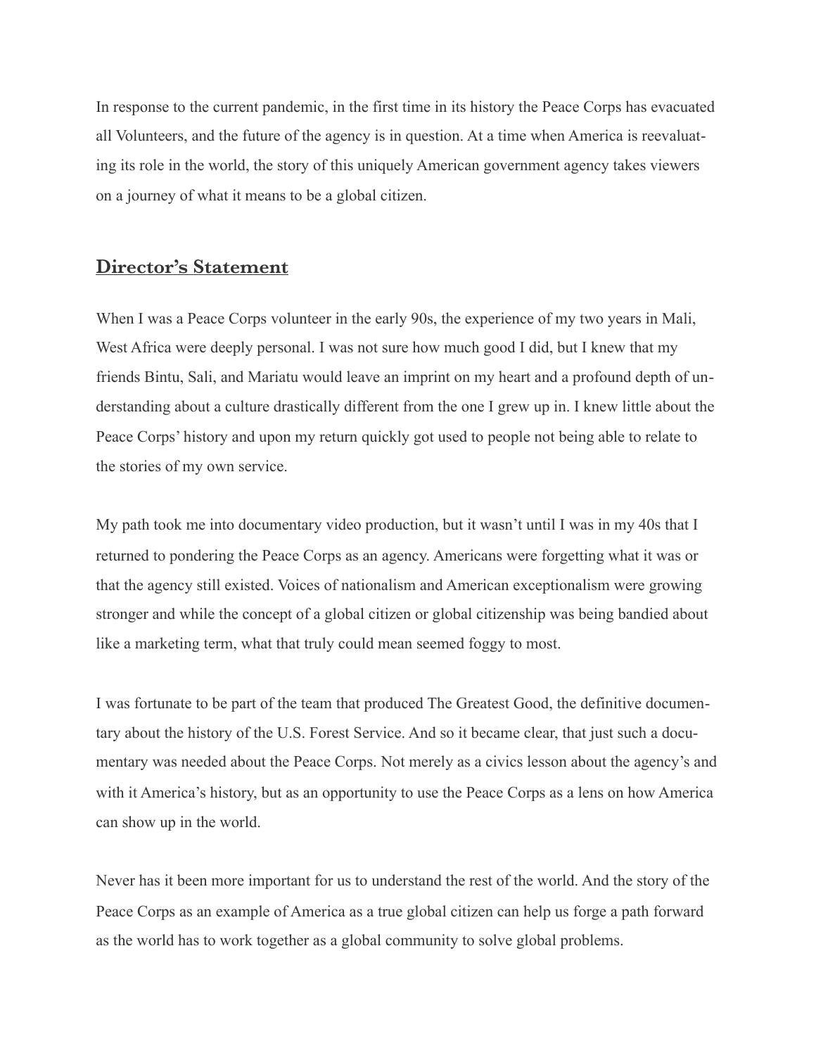In response to the current pandemic, in the first time in its history the Peace Corps has evacuated all Volunteers, and the future of the agency is in question. At a time when America is reevaluating its role in the world, the story of this uniquely American government agency takes viewers on a journey of what it means to be a global citizen.

## Director's Statement

When I was a Peace Corps volunteer in the early 90s, the experience of my two years in Mali, West Africa were deeply personal. I was not sure how much good I did, but I knew that my friends Bintu, Sali, and Mariatu would leave an imprint on my heart and a profound depth of understanding about a culture drastically different from the one I grew up in. I knew little about the Peace Corps' history and upon my return quickly got used to people not being able to relate to the stories of my own service.

My path took me into documentary video production, but it wasn't until I was in my 40s that I returned to pondering the Peace Corps as an agency. Americans were forgetting what it was or that the agency still existed. Voices of nationalism and American exceptionalism were growing stronger and while the concept of a global citizen or global citizenship was being bandied about like a marketing term, what that truly could mean seemed foggy to most.

I was fortunate to be part of the team that produced The Greatest Good, the definitive documentary about the history of the U.S. Forest Service. And so it became clear, that just such a documentary was needed about the Peace Corps. Not merely as a civics lesson about the agency's and with it America's history, but as an opportunity to use the Peace Corps as a lens on how America can show up in the world.

Never has it been more important for us to understand the rest of the world. And the story of the Peace Corps as an example of America as a true global citizen can help us forge a path forward as the world has to work together as a global community to solve global problems.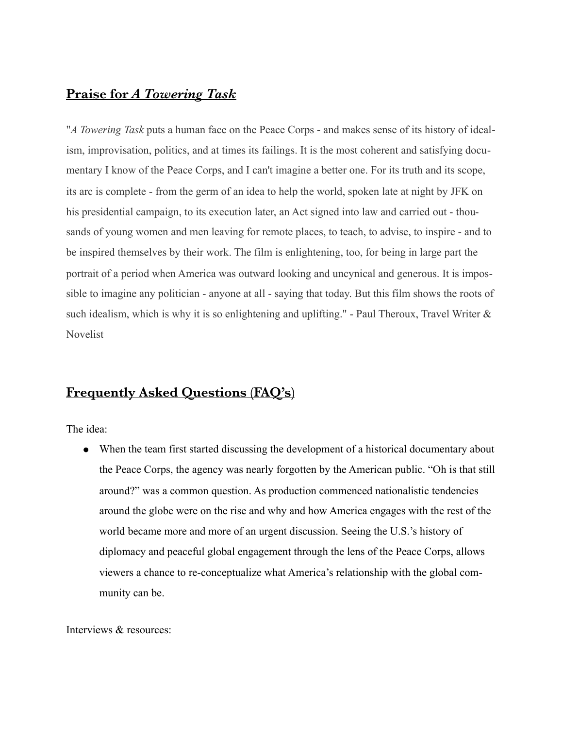## Praise for *A Towering Task*

"*A Towering Task* puts a human face on the Peace Corps - and makes sense of its history of idealism, improvisation, politics, and at times its failings. It is the most coherent and satisfying documentary I know of the Peace Corps, and I can't imagine a better one. For its truth and its scope, its arc is complete - from the germ of an idea to help the world, spoken late at night by JFK on his presidential campaign, to its execution later, an Act signed into law and carried out - thousands of young women and men leaving for remote places, to teach, to advise, to inspire - and to be inspired themselves by their work. The film is enlightening, too, for being in large part the portrait of a period when America was outward looking and uncynical and generous. It is impossible to imagine any politician - anyone at all - saying that today. But this film shows the roots of such idealism, which is why it is so enlightening and uplifting." - Paul Theroux, Travel Writer & Novelist

## Frequently Asked Questions (FAQ's)

The idea:

- When the team first started discussing the development of a historical documentary about the Peace Corps, the agency was nearly forgotten by the American public. "Oh is that still around?" was a common question. As production commenced nationalistic tendencies around the globe were on the rise and why and how America engages with the rest of the world became more and more of an urgent discussion. Seeing the U.S.'s history of diplomacy and peaceful global engagement through the lens of the Peace Corps, allows viewers a chance to re-conceptualize what America's relationship with the global community can be.

Interviews & resources: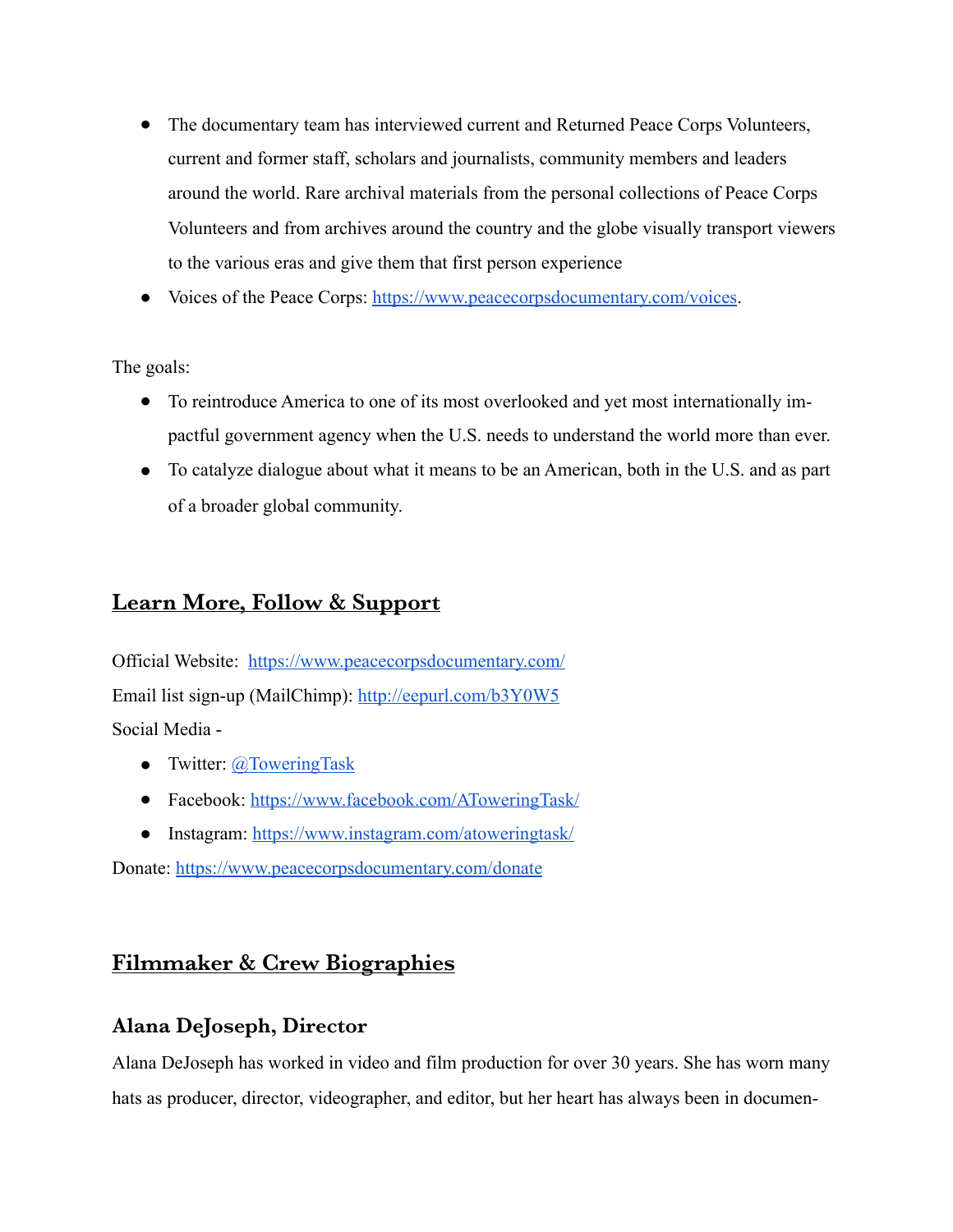- The documentary team has interviewed current and Returned Peace Corps Volunteers, current and former staff, scholars and journalists, community members and leaders around the world. Rare archival materials from the personal collections of Peace Corps Volunteers and from archives around the country and the globe visually transport viewers to the various eras and give them that first person experience
- Voices of the Peace Corps: [https://www.peacecorpsdocumentary.com/voices](https://www.peacecorpsdocumentary.com/voices).

The goals:

- To reintroduce America to one of its most overlooked and yet most internationally impactful government agency when the U.S. needs to understand the world more than ever.
- To catalyze dialogue about what it means to be an American, both in the U.S. and as part of a broader global community.

## Learn More, Follow & Support

Official Website: [https://www.peacecorpsdocumentary.com/](https://www.peacecorpsdocumentary.com/)
Email list sign-up (MailChimp): [http://eepurl.com/b3Y0W5](http://eepurl.com/b3Y0W5)
Social Media -

- Twitter: @ToweringTask
- Facebook: [https://www.facebook.com/AToweringTask/](https://www.facebook.com/AToweringTask/)
- Instagram: [https://www.instagram.com/atoweringtask/](https://www.instagram.com/atoweringtask/)

Donate: [https://www.peacecorpsdocumentary.com/donate](https://www.peacecorpsdocumentary.com/donate)

## Filmmaker & Crew Biographies

### Alana DeJoseph, Director

Alana DeJoseph has worked in video and film production for over 30 years. She has worn many hats as producer, director, videographer, and editor, but her heart has always been in documen-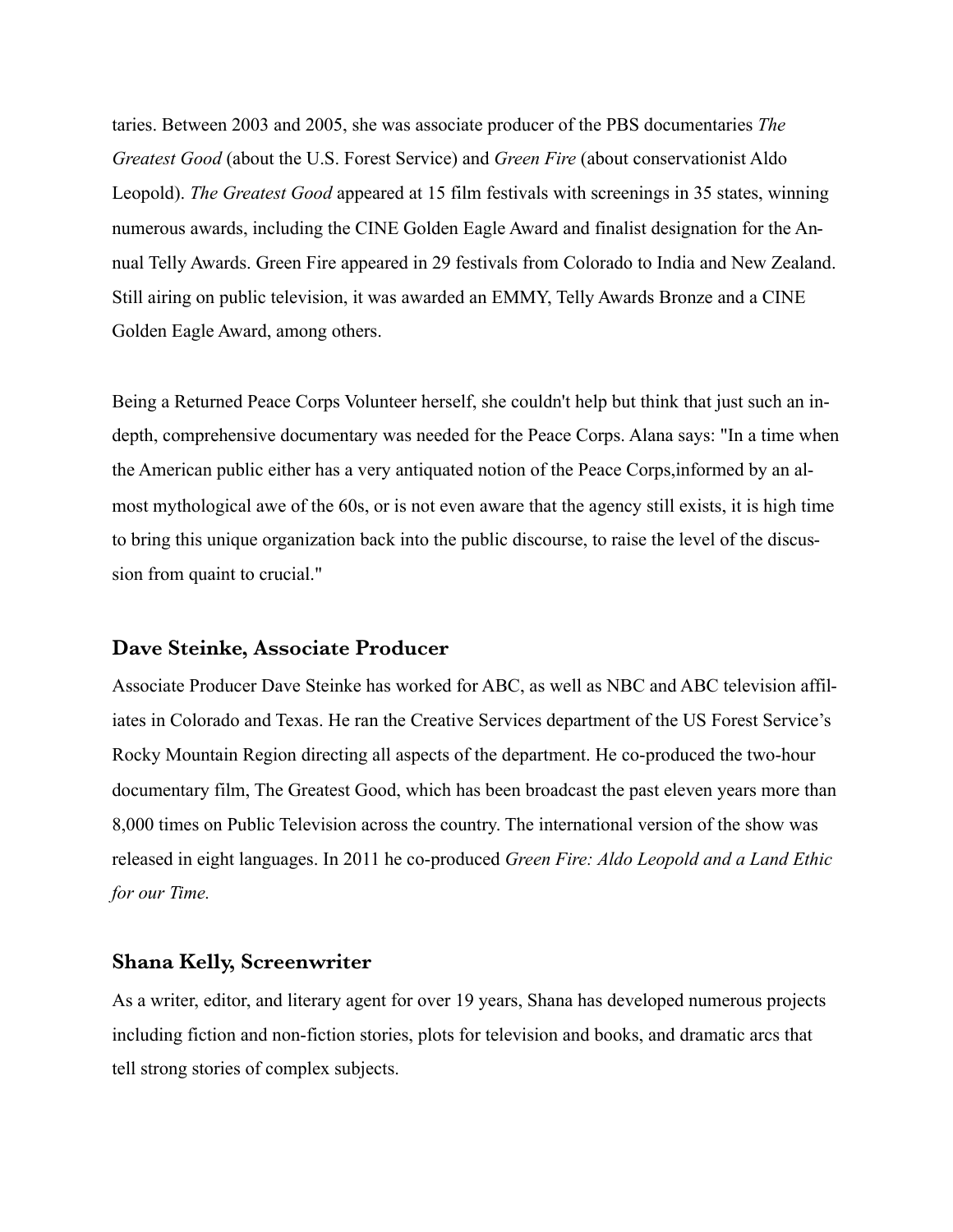taries. Between 2003 and 2005, she was associate producer of the PBS documentaries *The Greatest Good* (about the U.S. Forest Service) and *Green Fire* (about conservationist Aldo Leopold). *The Greatest Good* appeared at 15 film festivals with screenings in 35 states, winning numerous awards, including the CINE Golden Eagle Award and finalist designation for the Annual Telly Awards. Green Fire appeared in 29 festivals from Colorado to India and New Zealand. Still airing on public television, it was awarded an EMMY, Telly Awards Bronze and a CINE Golden Eagle Award, among others.

Being a Returned Peace Corps Volunteer herself, she couldn't help but think that just such an in-depth, comprehensive documentary was needed for the Peace Corps. Alana says: "In a time when the American public either has a very antiquated notion of the Peace Corps,informed by an almost mythological awe of the 60s, or is not even aware that the agency still exists, it is high time to bring this unique organization back into the public discourse, to raise the level of the discussion from quaint to crucial."

### Dave Steinke, Associate Producer

Associate Producer Dave Steinke has worked for ABC, as well as NBC and ABC television affiliates in Colorado and Texas. He ran the Creative Services department of the US Forest Service's Rocky Mountain Region directing all aspects of the department. He co-produced the two-hour documentary film, The Greatest Good, which has been broadcast the past eleven years more than 8,000 times on Public Television across the country. The international version of the show was released in eight languages. In 2011 he co-produced *Green Fire: Aldo Leopold and a Land Ethic for our Time.*

### Shana Kelly, Screenwriter

As a writer, editor, and literary agent for over 19 years, Shana has developed numerous projects including fiction and non-fiction stories, plots for television and books, and dramatic arcs that tell strong stories of complex subjects.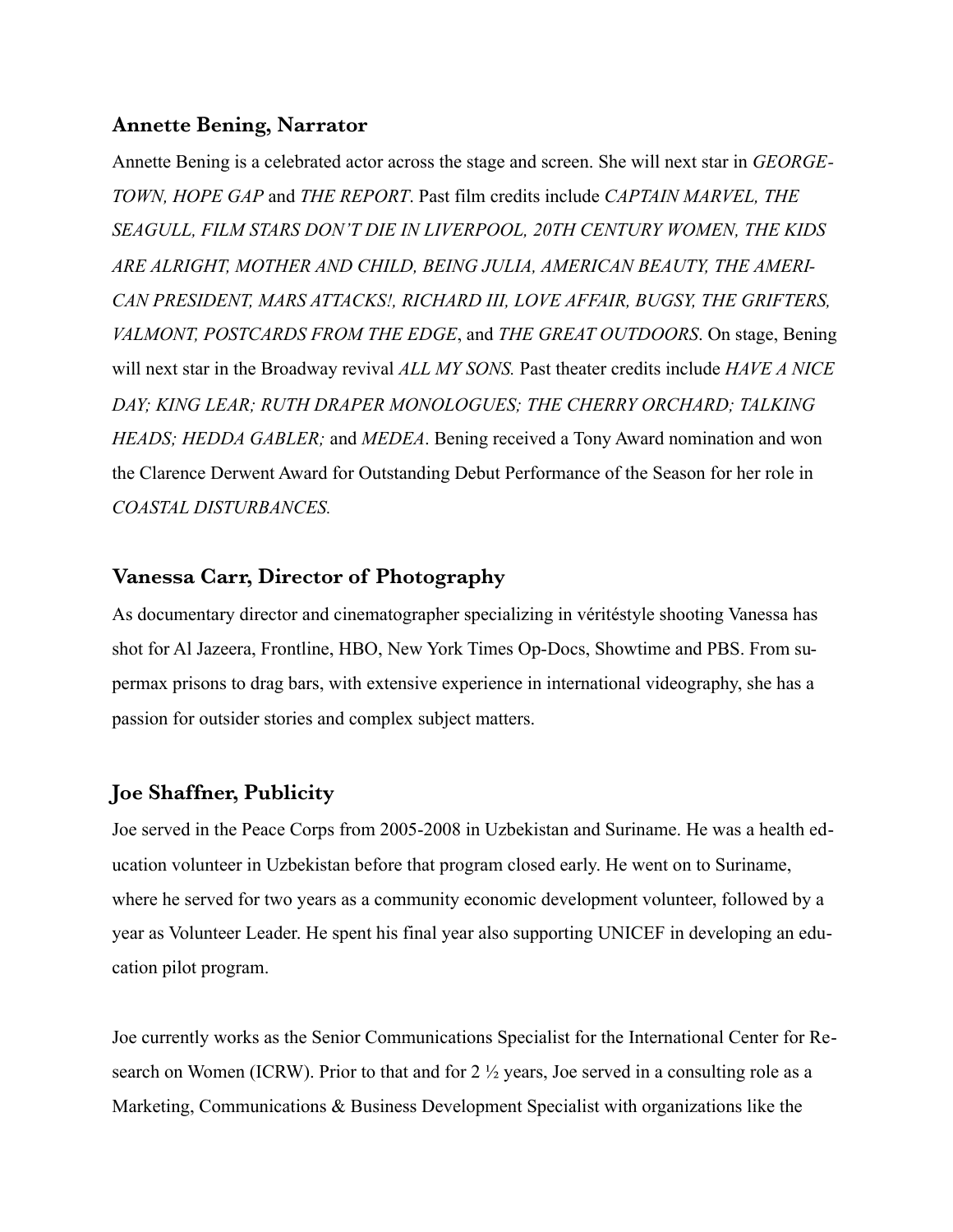### Annette Bening, Narrator

Annette Bening is a celebrated actor across the stage and screen. She will next star in *GEORGETOWN, HOPE GAP* and *THE REPORT*. Past film credits include *CAPTAIN MARVEL, THE SEAGULL, FILM STARS DON'T DIE IN LIVERPOOL, 20TH CENTURY WOMEN, THE KIDS ARE ALRIGHT, MOTHER AND CHILD, BEING JULIA, AMERICAN BEAUTY, THE AMERICAN PRESIDENT, MARS ATTACKS!, RICHARD III, LOVE AFFAIR, BUGSY, THE GRIFTERS, VALMONT, POSTCARDS FROM THE EDGE*, and *THE GREAT OUTDOORS*. On stage, Bening will next star in the Broadway revival *ALL MY SONS.* Past theater credits include *HAVE A NICE DAY; KING LEAR; RUTH DRAPER MONOLOGUES; THE CHERRY ORCHARD; TALKING HEADS; HEDDA GABLER;* and *MEDEA*. Bening received a Tony Award nomination and won the Clarence Derwent Award for Outstanding Debut Performance of the Season for her role in *COASTAL DISTURBANCES.*

### Vanessa Carr, Director of Photography

As documentary director and cinematographer specializing in véritéstyle shooting Vanessa has shot for Al Jazeera, Frontline, HBO, New York Times Op-Docs, Showtime and PBS. From supermax prisons to drag bars, with extensive experience in international videography, she has a passion for outsider stories and complex subject matters.

### Joe Shaffner, Publicity

Joe served in the Peace Corps from 2005-2008 in Uzbekistan and Suriname. He was a health education volunteer in Uzbekistan before that program closed early. He went on to Suriname, where he served for two years as a community economic development volunteer, followed by a year as Volunteer Leader. He spent his final year also supporting UNICEF in developing an education pilot program.

Joe currently works as the Senior Communications Specialist for the International Center for Research on Women (ICRW). Prior to that and for 2 ½ years, Joe served in a consulting role as a Marketing, Communications & Business Development Specialist with organizations like the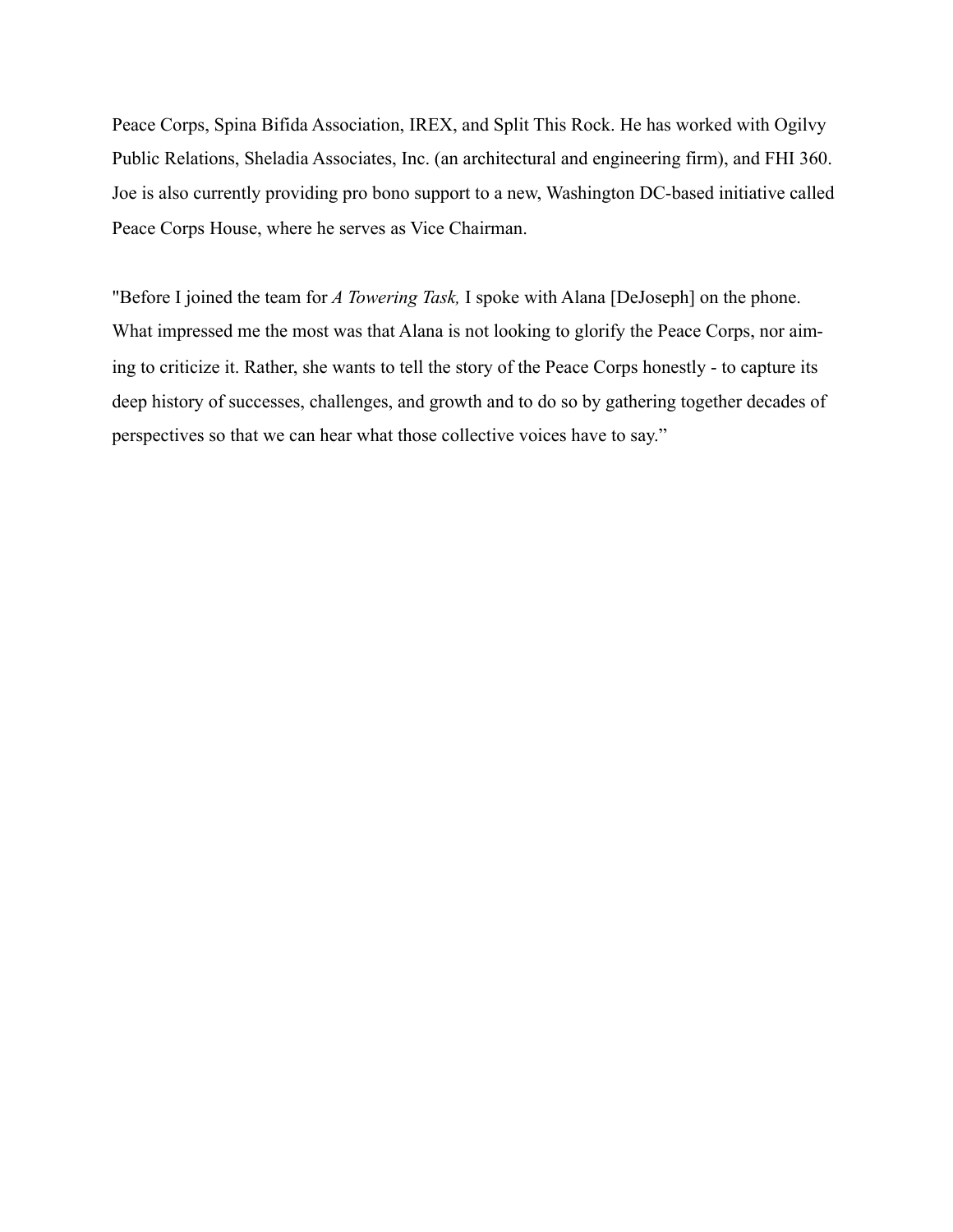Peace Corps, Spina Bifida Association, IREX, and Split This Rock. He has worked with Ogilvy Public Relations, Sheladia Associates, Inc. (an architectural and engineering firm), and FHI 360. Joe is also currently providing pro bono support to a new, Washington DC-based initiative called Peace Corps House, where he serves as Vice Chairman.

"Before I joined the team for *A Towering Task,* I spoke with Alana [DeJoseph] on the phone. What impressed me the most was that Alana is not looking to glorify the Peace Corps, nor aiming to criticize it. Rather, she wants to tell the story of the Peace Corps honestly - to capture its deep history of successes, challenges, and growth and to do so by gathering together decades of perspectives so that we can hear what those collective voices have to say."